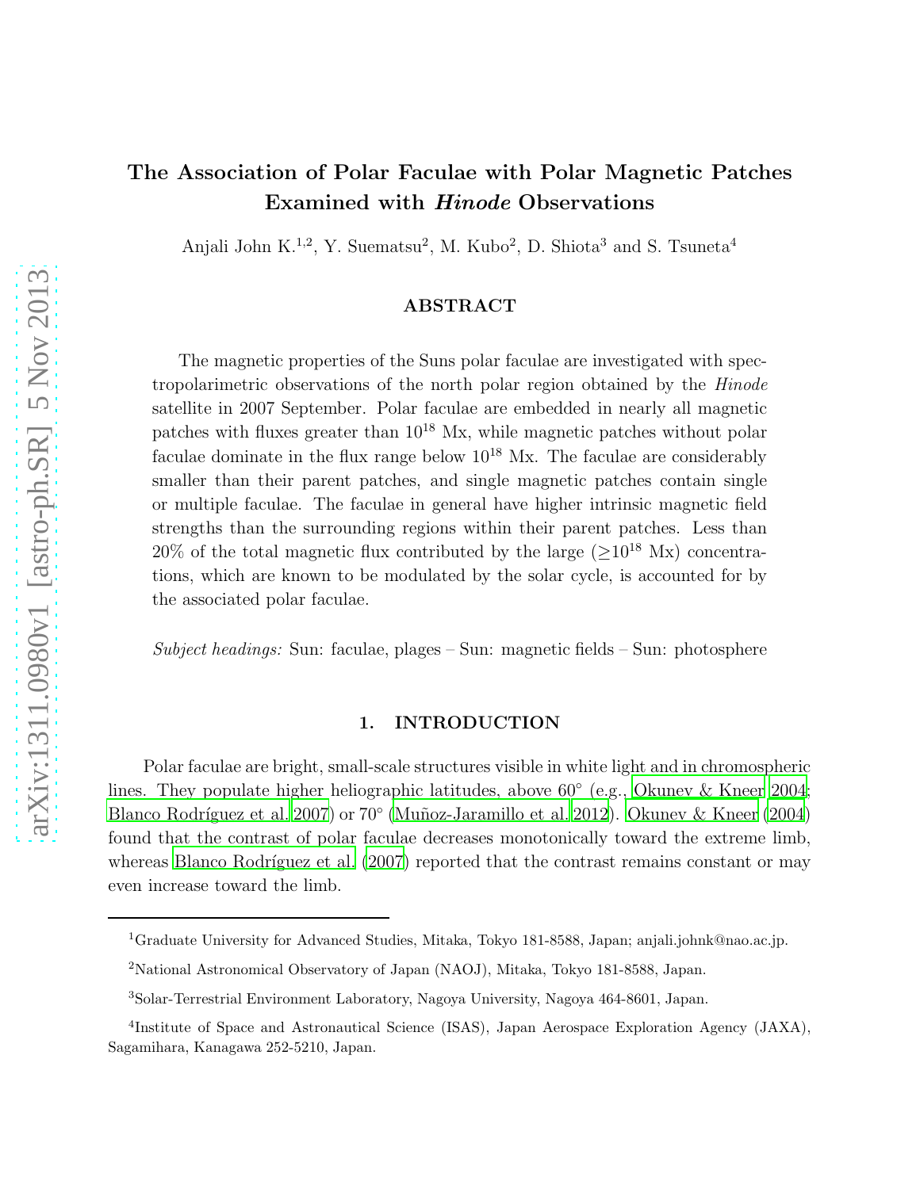# The Association of Polar Faculae with Polar Magnetic Patches Examined with *Hinode* Observations

Anjali John K.[1,2], Y. Suematsu[2], M. Kubo[2], D. Shiota[3] and S. Tsuneta[4]

## ABSTRACT

The magnetic properties of the Suns polar faculae are investigated with spectropolarimetric observations of the north polar region obtained by the *Hinode* satellite in 2007 September. Polar faculae are embedded in nearly all magnetic patches with fluxes greater than $10^{18}$ Mx, while magnetic patches without polar faculae dominate in the flux range below $10^{18}$ Mx. The faculae are considerably smaller than their parent patches, and single magnetic patches contain single or multiple faculae. The faculae in general have higher intrinsic magnetic field strengths than the surrounding regions within their parent patches. Less than 20% of the total magnetic flux contributed by the large ($\geq 10^{18}$ Mx) concentrations, which are known to be modulated by the solar cycle, is accounted for by the associated polar faculae.

*Subject headings:* Sun: faculae, plages – Sun: magnetic fields – Sun: photosphere

## 1. INTRODUCTION

Polar faculae are bright, small-scale structures visible in white light and in chromospheric lines. They populate higher heliographic latitudes, above 60° (e.g., Okunev & Kneer 2004; Blanco Rodríguez et al. 2007) or 70° (Muñoz-Jaramillo et al. 2012). Okunev & Kneer (2004) found that the contrast of polar faculae decreases monotonically toward the extreme limb, whereas Blanco Rodríguez et al. (2007) reported that the contrast remains constant or may even increase toward the limb.

---

[1]Graduate University for Advanced Studies, Mitaka, Tokyo 181-8588, Japan; anjali.johnk@nao.ac.jp.

[2]National Astronomical Observatory of Japan (NAOJ), Mitaka, Tokyo 181-8588, Japan.

[3]Solar-Terrestrial Environment Laboratory, Nagoya University, Nagoya 464-8601, Japan.

[4]Institute of Space and Astronautical Science (ISAS), Japan Aerospace Exploration Agency (JAXA), Sagamihara, Kanagawa 252-5210, Japan.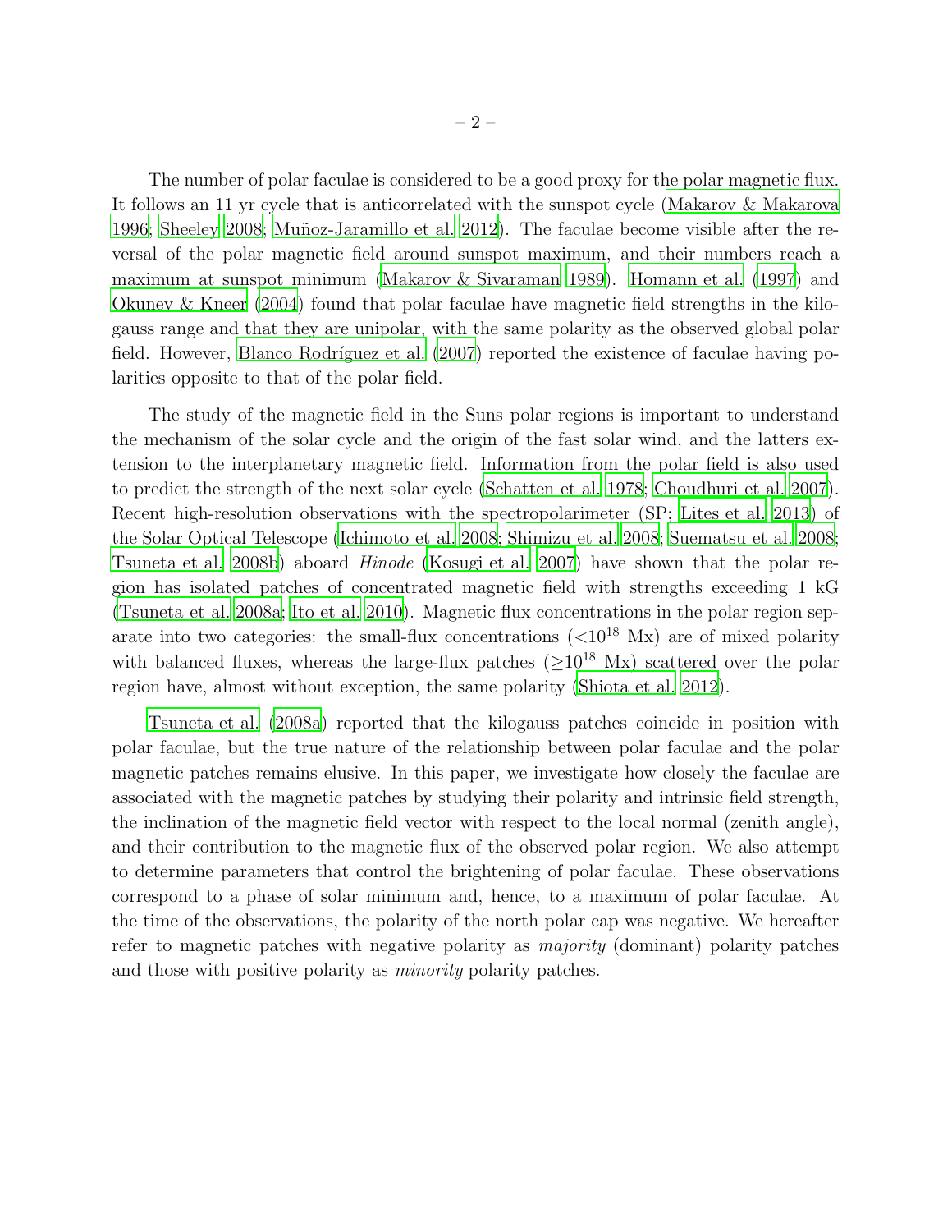The number of polar faculae is considered to be a good proxy for the polar magnetic flux. It follows an 11 yr cycle that is anticorrelated with the sunspot cycle (Makarov & Makarova 1996; Sheeley 2008; Muñoz-Jaramillo et al. 2012). The faculae become visible after the reversal of the polar magnetic field around sunspot maximum, and their numbers reach a maximum at sunspot minimum (Makarov & Sivaraman 1989). Homann et al. (1997) and Okunev & Kneer (2004) found that polar faculae have magnetic field strengths in the kilogauss range and that they are unipolar, with the same polarity as the observed global polar field. However, Blanco Rodríguez et al. (2007) reported the existence of faculae having polarities opposite to that of the polar field.

The study of the magnetic field in the Suns polar regions is important to understand the mechanism of the solar cycle and the origin of the fast solar wind, and the latters extension to the interplanetary magnetic field. Information from the polar field is also used to predict the strength of the next solar cycle (Schatten et al. 1978; Choudhuri et al. 2007). Recent high-resolution observations with the spectropolarimeter (SP; Lites et al. 2013) of the Solar Optical Telescope (Ichimoto et al. 2008; Shimizu et al. 2008; Suematsu et al. 2008; Tsuneta et al. 2008b) aboard *Hinode* (Kosugi et al. 2007) have shown that the polar region has isolated patches of concentrated magnetic field with strengths exceeding 1 kG (Tsuneta et al. 2008a; Ito et al. 2010). Magnetic flux concentrations in the polar region separate into two categories: the small-flux concentrations ($<10^{18}$ Mx) are of mixed polarity with balanced fluxes, whereas the large-flux patches ($\geq 10^{18}$ Mx) scattered over the polar region have, almost without exception, the same polarity (Shiota et al. 2012).

Tsuneta et al. (2008a) reported that the kilogauss patches coincide in position with polar faculae, but the true nature of the relationship between polar faculae and the polar magnetic patches remains elusive. In this paper, we investigate how closely the faculae are associated with the magnetic patches by studying their polarity and intrinsic field strength, the inclination of the magnetic field vector with respect to the local normal (zenith angle), and their contribution to the magnetic flux of the observed polar region. We also attempt to determine parameters that control the brightening of polar faculae. These observations correspond to a phase of solar minimum and, hence, to a maximum of polar faculae. At the time of the observations, the polarity of the north polar cap was negative. We hereafter refer to magnetic patches with negative polarity as *majority* (dominant) polarity patches and those with positive polarity as *minority* polarity patches.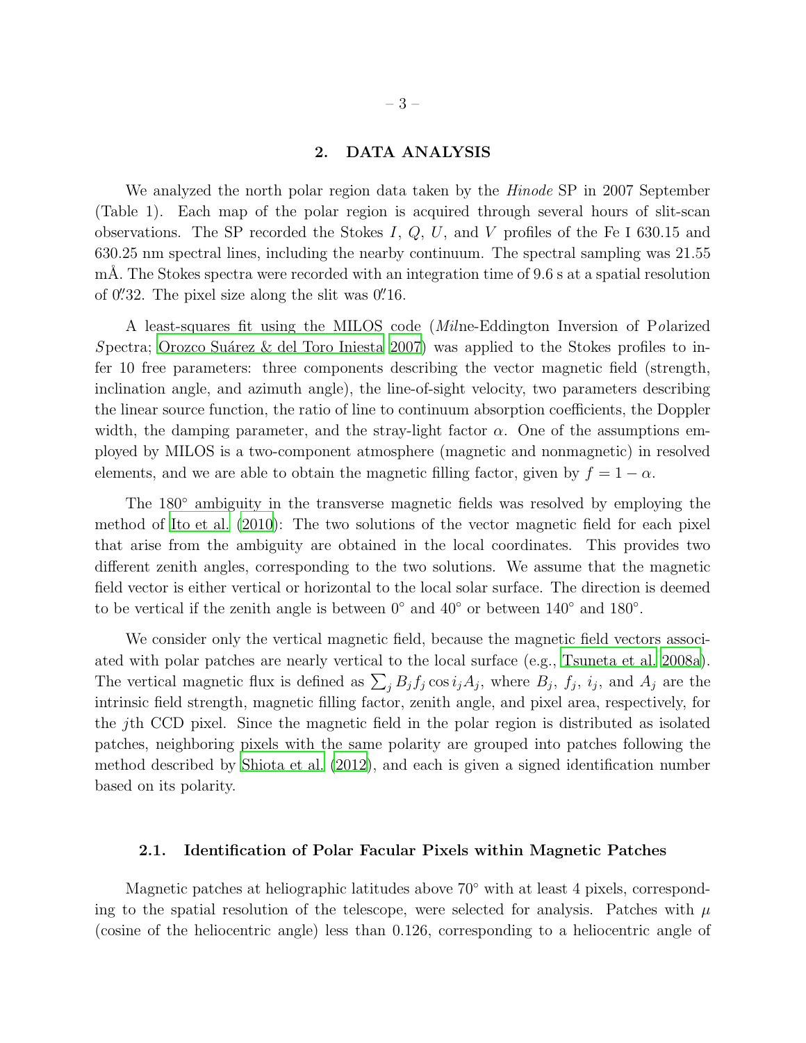## 2. DATA ANALYSIS

We analyzed the north polar region data taken by the *Hinode* SP in 2007 September (Table 1). Each map of the polar region is acquired through several hours of slit-scan observations. The SP recorded the Stokes $I$, $Q$, $U$, and $V$ profiles of the Fe I 630.15 and 630.25 nm spectral lines, including the nearby continuum. The spectral sampling was 21.55 mÅ. The Stokes spectra were recorded with an integration time of 9.6 s at a spatial resolution of $0\farcs32$. The pixel size along the slit was $0\farcs16$.

A least-squares fit using the MILOS code (*Mil*ne-Eddington Inversion of P*o*larized *S*pectra; Orozco Suárez & del Toro Iniesta 2007) was applied to the Stokes profiles to infer 10 free parameters: three components describing the vector magnetic field (strength, inclination angle, and azimuth angle), the line-of-sight velocity, two parameters describing the linear source function, the ratio of line to continuum absorption coefficients, the Doppler width, the damping parameter, and the stray-light factor $\alpha$. One of the assumptions employed by MILOS is a two-component atmosphere (magnetic and nonmagnetic) in resolved elements, and we are able to obtain the magnetic filling factor, given by $f = 1 - \alpha$.

The 180° ambiguity in the transverse magnetic fields was resolved by employing the method of Ito et al. (2010): The two solutions of the vector magnetic field for each pixel that arise from the ambiguity are obtained in the local coordinates. This provides two different zenith angles, corresponding to the two solutions. We assume that the magnetic field vector is either vertical or horizontal to the local solar surface. The direction is deemed to be vertical if the zenith angle is between 0° and 40° or between 140° and 180°.

We consider only the vertical magnetic field, because the magnetic field vectors associated with polar patches are nearly vertical to the local surface (e.g., Tsuneta et al. 2008a). The vertical magnetic flux is defined as $\sum_j B_j f_j \cos i_j A_j$, where $B_j$, $f_j$, $i_j$, and $A_j$ are the intrinsic field strength, magnetic filling factor, zenith angle, and pixel area, respectively, for the $j$th CCD pixel. Since the magnetic field in the polar region is distributed as isolated patches, neighboring pixels with the same polarity are grouped into patches following the method described by Shiota et al. (2012), and each is given a signed identification number based on its polarity.

### 2.1. Identification of Polar Facular Pixels within Magnetic Patches

Magnetic patches at heliographic latitudes above 70° with at least 4 pixels, corresponding to the spatial resolution of the telescope, were selected for analysis. Patches with $\mu$ (cosine of the heliocentric angle) less than 0.126, corresponding to a heliocentric angle of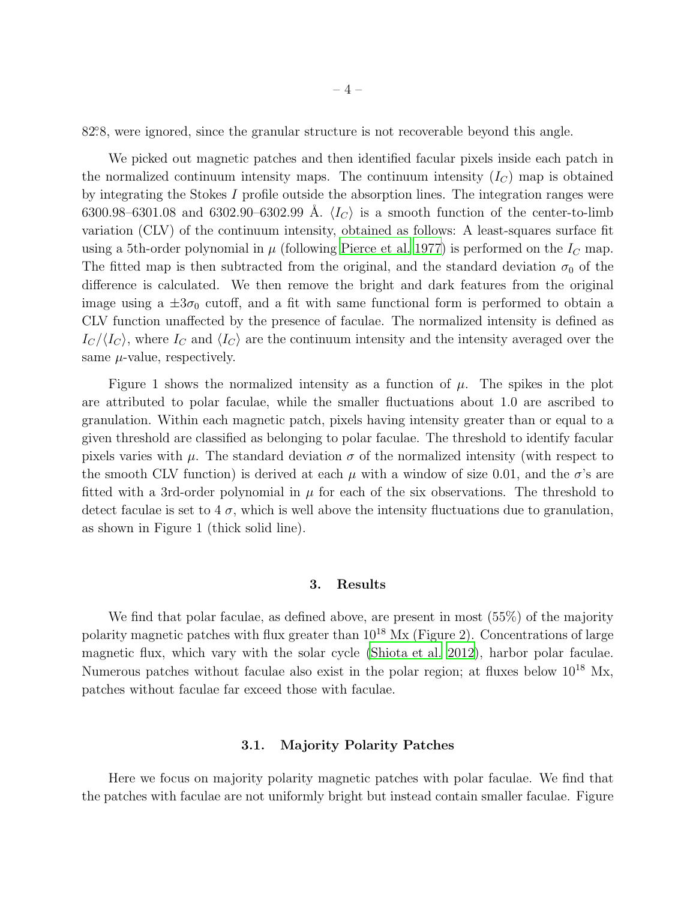82.°8, were ignored, since the granular structure is not recoverable beyond this angle.

We picked out magnetic patches and then identified facular pixels inside each patch in the normalized continuum intensity maps. The continuum intensity ($I_C$) map is obtained by integrating the Stokes $I$ profile outside the absorption lines. The integration ranges were 6300.98–6301.08 and 6302.90–6302.99 Å. $\langle I_C \rangle$ is a smooth function of the center-to-limb variation (CLV) of the continuum intensity, obtained as follows: A least-squares surface fit using a 5th-order polynomial in $\mu$ (following Pierce et al. 1977) is performed on the $I_C$ map. The fitted map is then subtracted from the original, and the standard deviation $\sigma_0$ of the difference is calculated. We then remove the bright and dark features from the original image using a $\pm 3\sigma_0$ cutoff, and a fit with same functional form is performed to obtain a CLV function unaffected by the presence of faculae. The normalized intensity is defined as $I_C/\langle I_C \rangle$, where $I_C$ and $\langle I_C \rangle$ are the continuum intensity and the intensity averaged over the same $\mu$-value, respectively.

Figure 1 shows the normalized intensity as a function of $\mu$. The spikes in the plot are attributed to polar faculae, while the smaller fluctuations about 1.0 are ascribed to granulation. Within each magnetic patch, pixels having intensity greater than or equal to a given threshold are classified as belonging to polar faculae. The threshold to identify facular pixels varies with $\mu$. The standard deviation $\sigma$ of the normalized intensity (with respect to the smooth CLV function) is derived at each $\mu$ with a window of size 0.01, and the $\sigma$'s are fitted with a 3rd-order polynomial in $\mu$ for each of the six observations. The threshold to detect faculae is set to 4 $\sigma$, which is well above the intensity fluctuations due to granulation, as shown in Figure 1 (thick solid line).

## 3. Results

We find that polar faculae, as defined above, are present in most (55%) of the majority polarity magnetic patches with flux greater than $10^{18}$ Mx (Figure 2). Concentrations of large magnetic flux, which vary with the solar cycle (Shiota et al. 2012), harbor polar faculae. Numerous patches without faculae also exist in the polar region; at fluxes below $10^{18}$ Mx, patches without faculae far exceed those with faculae.

### 3.1. Majority Polarity Patches

Here we focus on majority polarity magnetic patches with polar faculae. We find that the patches with faculae are not uniformly bright but instead contain smaller faculae. Figure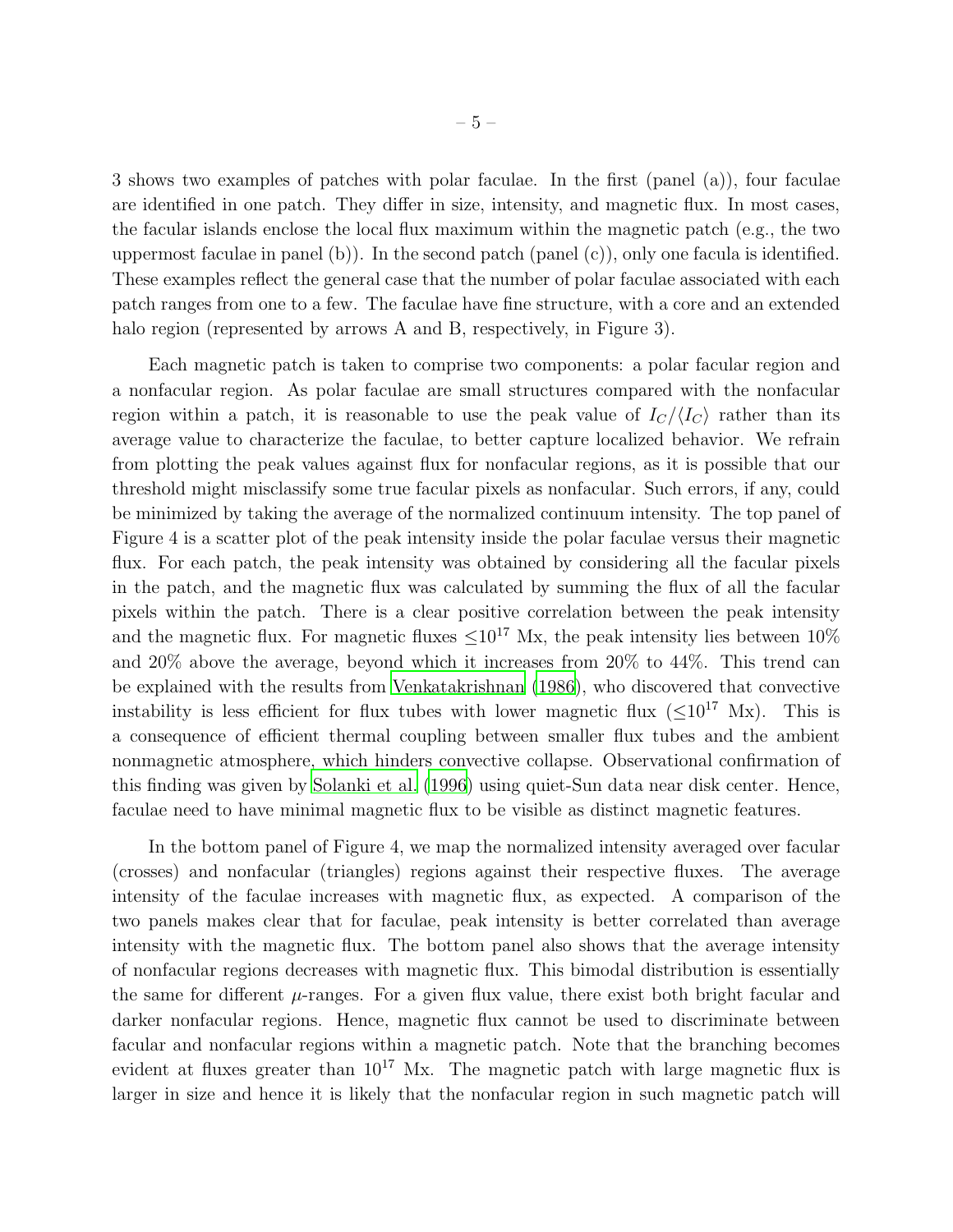3 shows two examples of patches with polar faculae. In the first (panel (a)), four faculae are identified in one patch. They differ in size, intensity, and magnetic flux. In most cases, the facular islands enclose the local flux maximum within the magnetic patch (e.g., the two uppermost faculae in panel (b)). In the second patch (panel (c)), only one facula is identified. These examples reflect the general case that the number of polar faculae associated with each patch ranges from one to a few. The faculae have fine structure, with a core and an extended halo region (represented by arrows A and B, respectively, in Figure 3).

Each magnetic patch is taken to comprise two components: a polar facular region and a nonfacular region. As polar faculae are small structures compared with the nonfacular region within a patch, it is reasonable to use the peak value of $I_C/\langle I_C\rangle$ rather than its average value to characterize the faculae, to better capture localized behavior. We refrain from plotting the peak values against flux for nonfacular regions, as it is possible that our threshold might misclassify some true facular pixels as nonfacular. Such errors, if any, could be minimized by taking the average of the normalized continuum intensity. The top panel of Figure 4 is a scatter plot of the peak intensity inside the polar faculae versus their magnetic flux. For each patch, the peak intensity was obtained by considering all the facular pixels in the patch, and the magnetic flux was calculated by summing the flux of all the facular pixels within the patch. There is a clear positive correlation between the peak intensity and the magnetic flux. For magnetic fluxes $\leq 10^{17}$ Mx, the peak intensity lies between 10% and 20% above the average, beyond which it increases from 20% to 44%. This trend can be explained with the results from Venkatakrishnan (1986), who discovered that convective instability is less efficient for flux tubes with lower magnetic flux ($\leq 10^{17}$ Mx). This is a consequence of efficient thermal coupling between smaller flux tubes and the ambient nonmagnetic atmosphere, which hinders convective collapse. Observational confirmation of this finding was given by Solanki et al. (1996) using quiet-Sun data near disk center. Hence, faculae need to have minimal magnetic flux to be visible as distinct magnetic features.

In the bottom panel of Figure 4, we map the normalized intensity averaged over facular (crosses) and nonfacular (triangles) regions against their respective fluxes. The average intensity of the faculae increases with magnetic flux, as expected. A comparison of the two panels makes clear that for faculae, peak intensity is better correlated than average intensity with the magnetic flux. The bottom panel also shows that the average intensity of nonfacular regions decreases with magnetic flux. This bimodal distribution is essentially the same for different $\mu$-ranges. For a given flux value, there exist both bright facular and darker nonfacular regions. Hence, magnetic flux cannot be used to discriminate between facular and nonfacular regions within a magnetic patch. Note that the branching becomes evident at fluxes greater than $10^{17}$ Mx. The magnetic patch with large magnetic flux is larger in size and hence it is likely that the nonfacular region in such magnetic patch will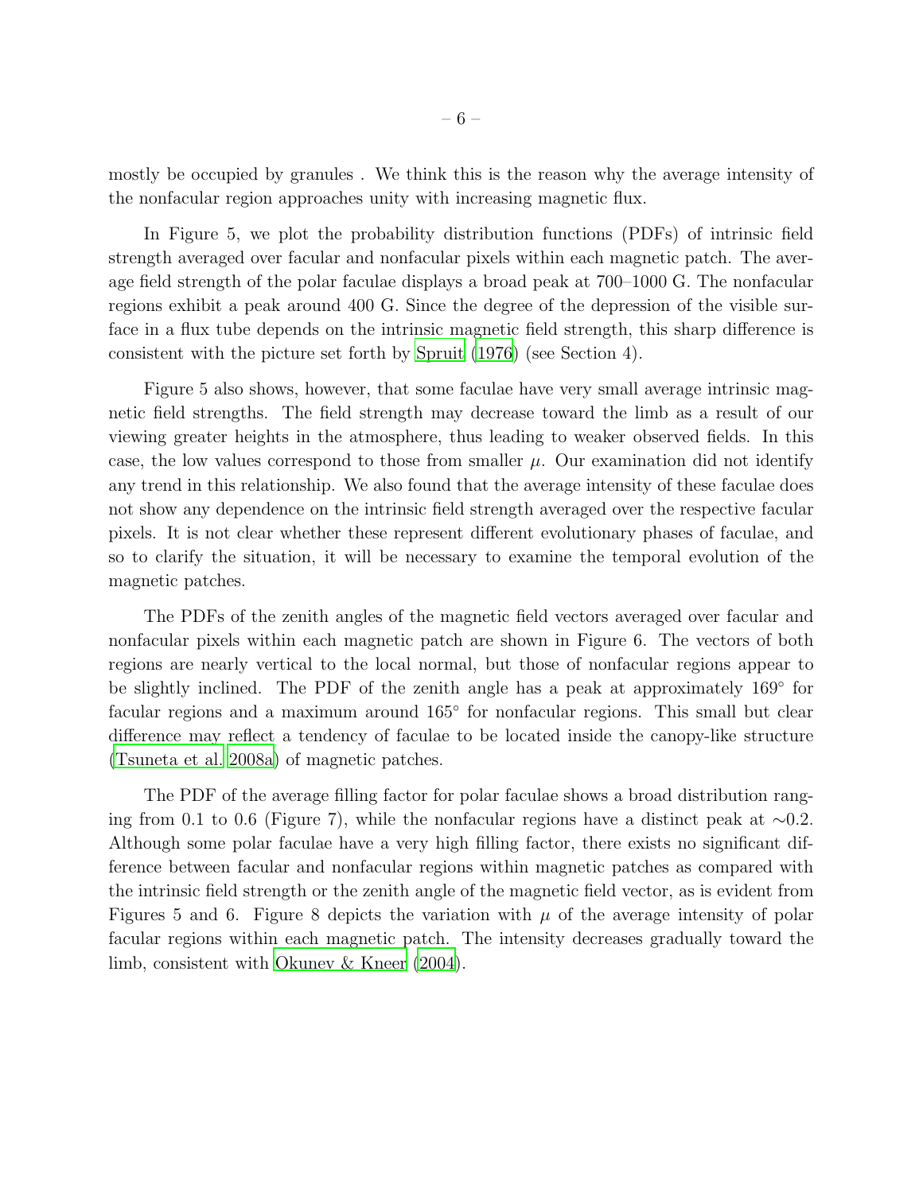mostly be occupied by granules . We think this is the reason why the average intensity of the nonfacular region approaches unity with increasing magnetic flux.

In Figure 5, we plot the probability distribution functions (PDFs) of intrinsic field strength averaged over facular and nonfacular pixels within each magnetic patch. The average field strength of the polar faculae displays a broad peak at 700–1000 G. The nonfacular regions exhibit a peak around 400 G. Since the degree of the depression of the visible surface in a flux tube depends on the intrinsic magnetic field strength, this sharp difference is consistent with the picture set forth by Spruit (1976) (see Section 4).

Figure 5 also shows, however, that some faculae have very small average intrinsic magnetic field strengths. The field strength may decrease toward the limb as a result of our viewing greater heights in the atmosphere, thus leading to weaker observed fields. In this case, the low values correspond to those from smaller $\mu$. Our examination did not identify any trend in this relationship. We also found that the average intensity of these faculae does not show any dependence on the intrinsic field strength averaged over the respective facular pixels. It is not clear whether these represent different evolutionary phases of faculae, and so to clarify the situation, it will be necessary to examine the temporal evolution of the magnetic patches.

The PDFs of the zenith angles of the magnetic field vectors averaged over facular and nonfacular pixels within each magnetic patch are shown in Figure 6. The vectors of both regions are nearly vertical to the local normal, but those of nonfacular regions appear to be slightly inclined. The PDF of the zenith angle has a peak at approximately 169° for facular regions and a maximum around 165° for nonfacular regions. This small but clear difference may reflect a tendency of faculae to be located inside the canopy-like structure (Tsuneta et al. 2008a) of magnetic patches.

The PDF of the average filling factor for polar faculae shows a broad distribution ranging from 0.1 to 0.6 (Figure 7), while the nonfacular regions have a distinct peak at ∼0.2. Although some polar faculae have a very high filling factor, there exists no significant difference between facular and nonfacular regions within magnetic patches as compared with the intrinsic field strength or the zenith angle of the magnetic field vector, as is evident from Figures 5 and 6. Figure 8 depicts the variation with $\mu$ of the average intensity of polar facular regions within each magnetic patch. The intensity decreases gradually toward the limb, consistent with Okunev & Kneer (2004).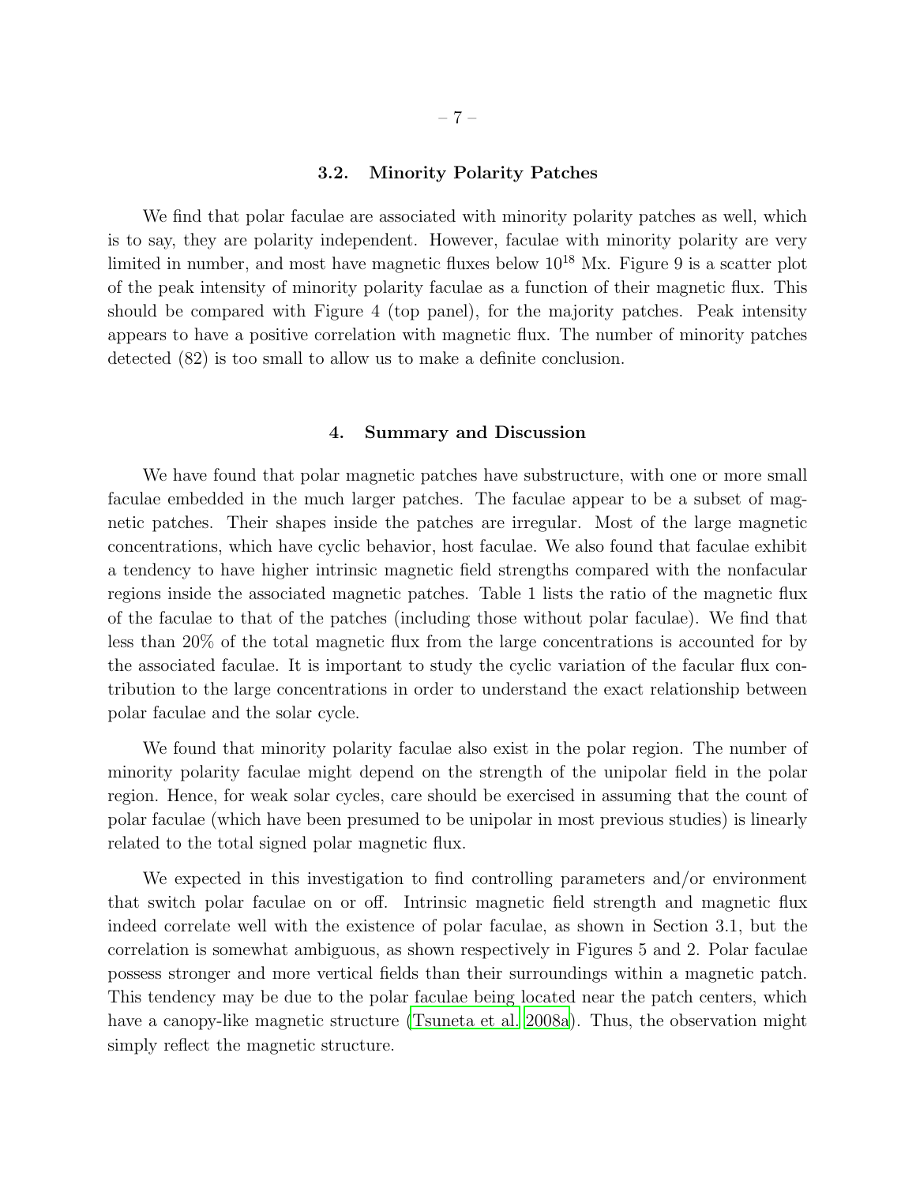### 3.2. Minority Polarity Patches

We find that polar faculae are associated with minority polarity patches as well, which is to say, they are polarity independent. However, faculae with minority polarity are very limited in number, and most have magnetic fluxes below $10^{18}$ Mx. Figure 9 is a scatter plot of the peak intensity of minority polarity faculae as a function of their magnetic flux. This should be compared with Figure 4 (top panel), for the majority patches. Peak intensity appears to have a positive correlation with magnetic flux. The number of minority patches detected (82) is too small to allow us to make a definite conclusion.

## 4. Summary and Discussion

We have found that polar magnetic patches have substructure, with one or more small faculae embedded in the much larger patches. The faculae appear to be a subset of magnetic patches. Their shapes inside the patches are irregular. Most of the large magnetic concentrations, which have cyclic behavior, host faculae. We also found that faculae exhibit a tendency to have higher intrinsic magnetic field strengths compared with the nonfacular regions inside the associated magnetic patches. Table 1 lists the ratio of the magnetic flux of the faculae to that of the patches (including those without polar faculae). We find that less than 20% of the total magnetic flux from the large concentrations is accounted for by the associated faculae. It is important to study the cyclic variation of the facular flux contribution to the large concentrations in order to understand the exact relationship between polar faculae and the solar cycle.

We found that minority polarity faculae also exist in the polar region. The number of minority polarity faculae might depend on the strength of the unipolar field in the polar region. Hence, for weak solar cycles, care should be exercised in assuming that the count of polar faculae (which have been presumed to be unipolar in most previous studies) is linearly related to the total signed polar magnetic flux.

We expected in this investigation to find controlling parameters and/or environment that switch polar faculae on or off. Intrinsic magnetic field strength and magnetic flux indeed correlate well with the existence of polar faculae, as shown in Section 3.1, but the correlation is somewhat ambiguous, as shown respectively in Figures 5 and 2. Polar faculae possess stronger and more vertical fields than their surroundings within a magnetic patch. This tendency may be due to the polar faculae being located near the patch centers, which have a canopy-like magnetic structure (Tsuneta et al. 2008a). Thus, the observation might simply reflect the magnetic structure.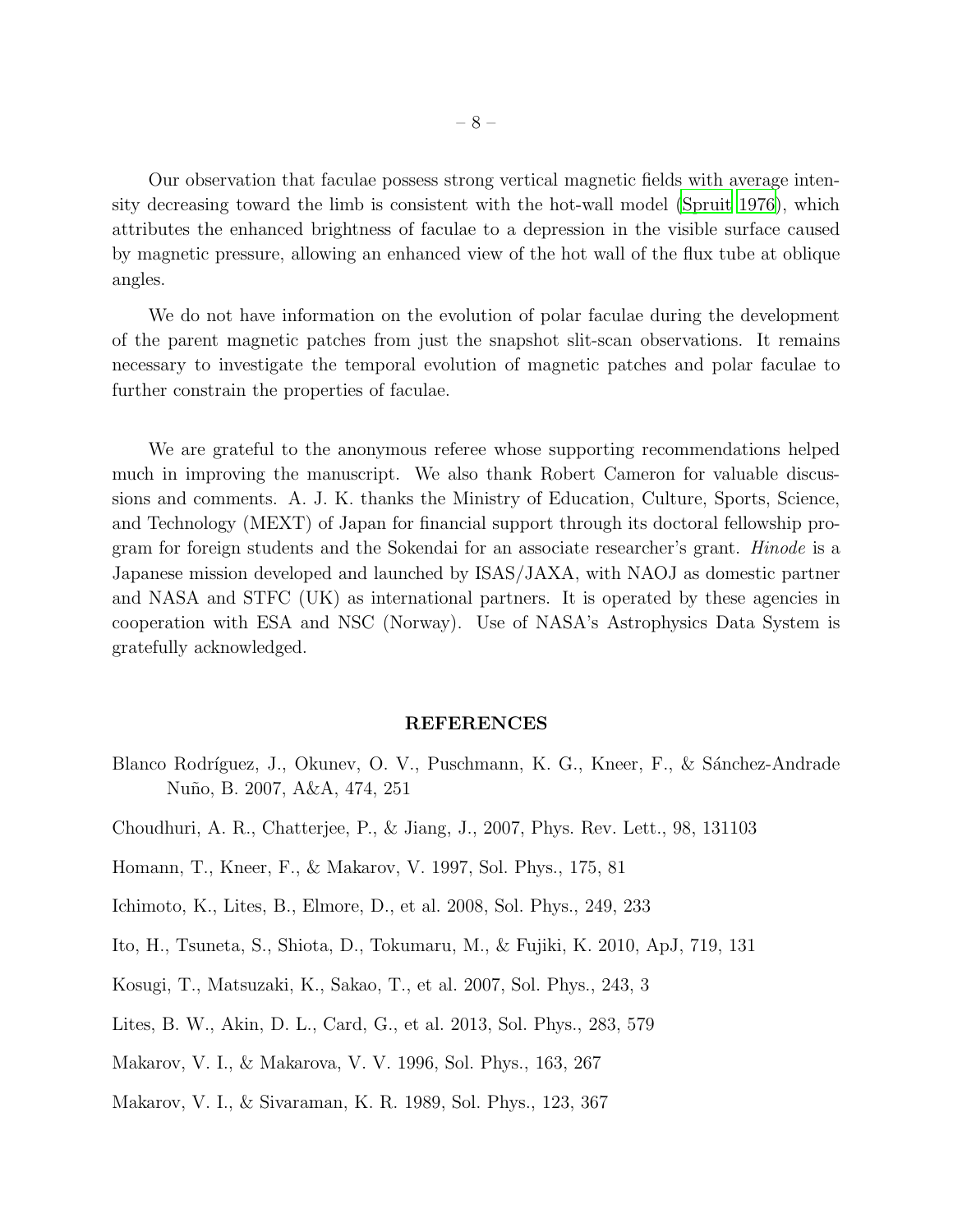Our observation that faculae possess strong vertical magnetic fields with average intensity decreasing toward the limb is consistent with the hot-wall model (Spruit 1976), which attributes the enhanced brightness of faculae to a depression in the visible surface caused by magnetic pressure, allowing an enhanced view of the hot wall of the flux tube at oblique angles.

We do not have information on the evolution of polar faculae during the development of the parent magnetic patches from just the snapshot slit-scan observations. It remains necessary to investigate the temporal evolution of magnetic patches and polar faculae to further constrain the properties of faculae.

We are grateful to the anonymous referee whose supporting recommendations helped much in improving the manuscript. We also thank Robert Cameron for valuable discussions and comments. A. J. K. thanks the Ministry of Education, Culture, Sports, Science, and Technology (MEXT) of Japan for financial support through its doctoral fellowship program for foreign students and the Sokendai for an associate researcher's grant. *Hinode* is a Japanese mission developed and launched by ISAS/JAXA, with NAOJ as domestic partner and NASA and STFC (UK) as international partners. It is operated by these agencies in cooperation with ESA and NSC (Norway). Use of NASA's Astrophysics Data System is gratefully acknowledged.

## REFERENCES

Blanco Rodríguez, J., Okunev, O. V., Puschmann, K. G., Kneer, F., & Sánchez-Andrade Nuño, B. 2007, A&A, 474, 251

Choudhuri, A. R., Chatterjee, P., & Jiang, J., 2007, Phys. Rev. Lett., 98, 131103

Homann, T., Kneer, F., & Makarov, V. 1997, Sol. Phys., 175, 81

Ichimoto, K., Lites, B., Elmore, D., et al. 2008, Sol. Phys., 249, 233

Ito, H., Tsuneta, S., Shiota, D., Tokumaru, M., & Fujiki, K. 2010, ApJ, 719, 131

Kosugi, T., Matsuzaki, K., Sakao, T., et al. 2007, Sol. Phys., 243, 3

Lites, B. W., Akin, D. L., Card, G., et al. 2013, Sol. Phys., 283, 579

Makarov, V. I., & Makarova, V. V. 1996, Sol. Phys., 163, 267

Makarov, V. I., & Sivaraman, K. R. 1989, Sol. Phys., 123, 367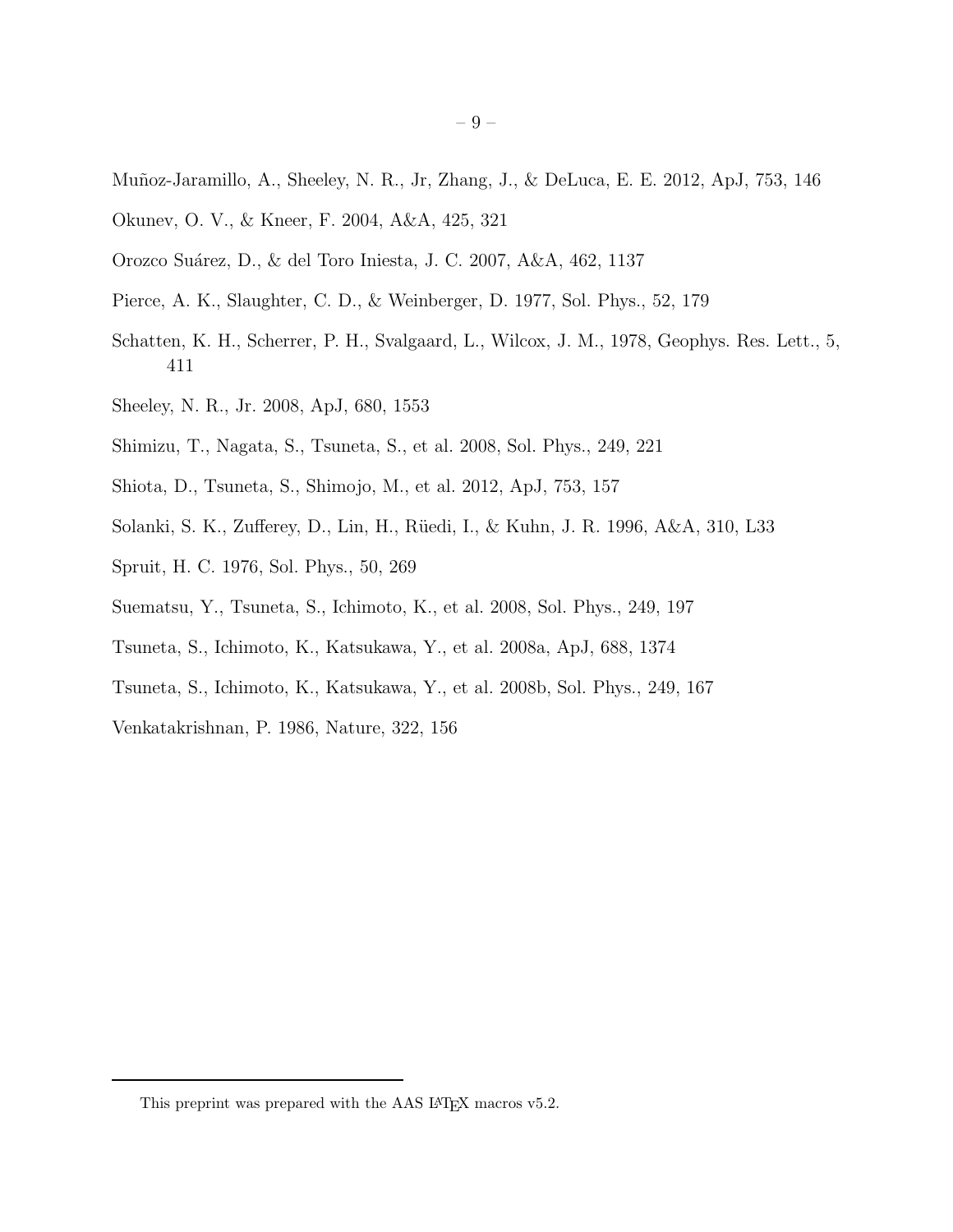Muñoz-Jaramillo, A., Sheeley, N. R., Jr, Zhang, J., & DeLuca, E. E. 2012, ApJ, 753, 146

Okunev, O. V., & Kneer, F. 2004, A&A, 425, 321

Orozco Suárez, D., & del Toro Iniesta, J. C. 2007, A&A, 462, 1137

Pierce, A. K., Slaughter, C. D., & Weinberger, D. 1977, Sol. Phys., 52, 179

Schatten, K. H., Scherrer, P. H., Svalgaard, L., Wilcox, J. M., 1978, Geophys. Res. Lett., 5, 411

Sheeley, N. R., Jr. 2008, ApJ, 680, 1553

Shimizu, T., Nagata, S., Tsuneta, S., et al. 2008, Sol. Phys., 249, 221

Shiota, D., Tsuneta, S., Shimojo, M., et al. 2012, ApJ, 753, 157

Solanki, S. K., Zufferey, D., Lin, H., Rüedi, I., & Kuhn, J. R. 1996, A&A, 310, L33

Spruit, H. C. 1976, Sol. Phys., 50, 269

Suematsu, Y., Tsuneta, S., Ichimoto, K., et al. 2008, Sol. Phys., 249, 197

Tsuneta, S., Ichimoto, K., Katsukawa, Y., et al. 2008a, ApJ, 688, 1374

Tsuneta, S., Ichimoto, K., Katsukawa, Y., et al. 2008b, Sol. Phys., 249, 167

Venkatakrishnan, P. 1986, Nature, 322, 156

This preprint was prepared with the AAS LaTeX macros v5.2.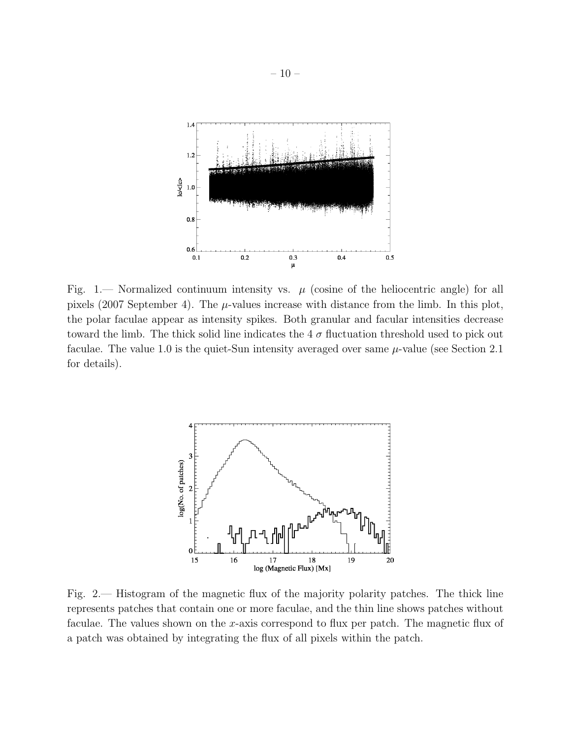Fig. 1.— Normalized continuum intensity vs. $\mu$ (cosine of the heliocentric angle) for all pixels (2007 September 4). The $\mu$-values increase with distance from the limb. In this plot, the polar faculae appear as intensity spikes. Both granular and facular intensities decrease toward the limb. The thick solid line indicates the 4 $\sigma$ fluctuation threshold used to pick out faculae. The value 1.0 is the quiet-Sun intensity averaged over same $\mu$-value (see Section 2.1 for details).

Fig. 2.— Histogram of the magnetic flux of the majority polarity patches. The thick line represents patches that contain one or more faculae, and the thin line shows patches without faculae. The values shown on the $x$-axis correspond to flux per patch. The magnetic flux of a patch was obtained by integrating the flux of all pixels within the patch.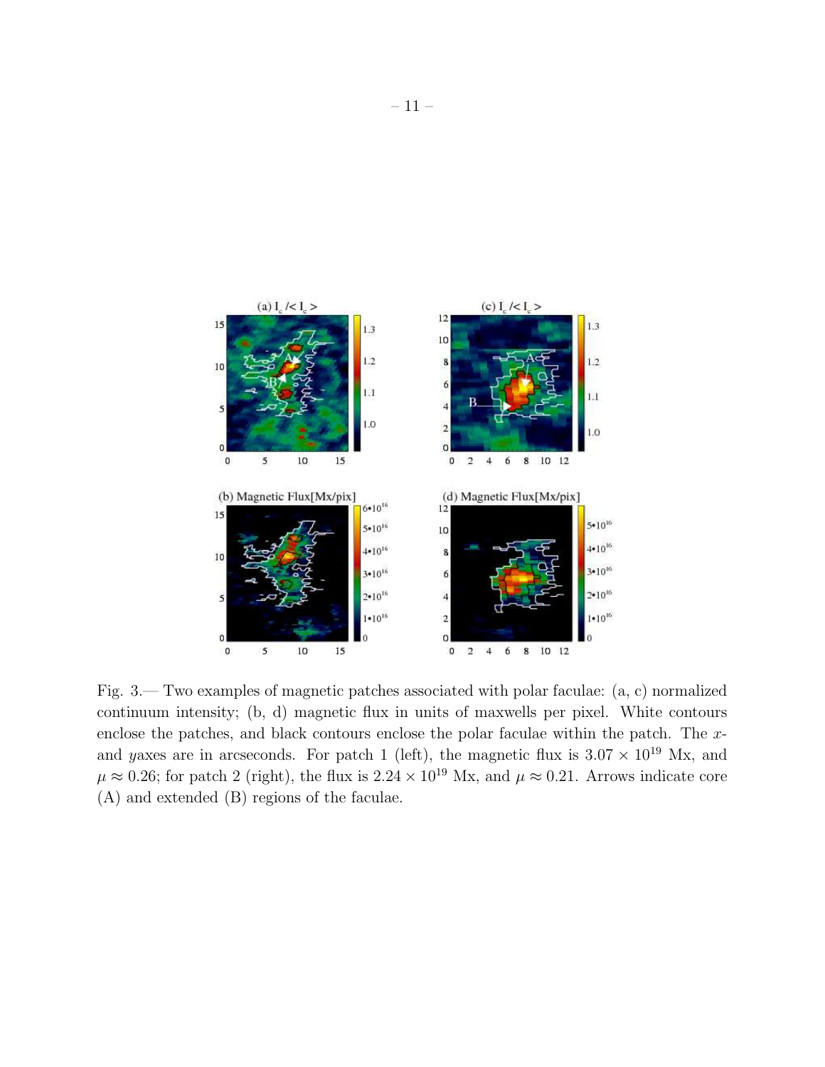Fig. 3.— Two examples of magnetic patches associated with polar faculae: (a, c) normalized continuum intensity; (b, d) magnetic flux in units of maxwells per pixel. White contours enclose the patches, and black contours enclose the polar faculae within the patch. The $x$- and $y$axes are in arcseconds. For patch 1 (left), the magnetic flux is $3.07 \times 10^{19}$ Mx, and $\mu \approx 0.26$; for patch 2 (right), the flux is $2.24 \times 10^{19}$ Mx, and $\mu \approx 0.21$. Arrows indicate core (A) and extended (B) regions of the faculae.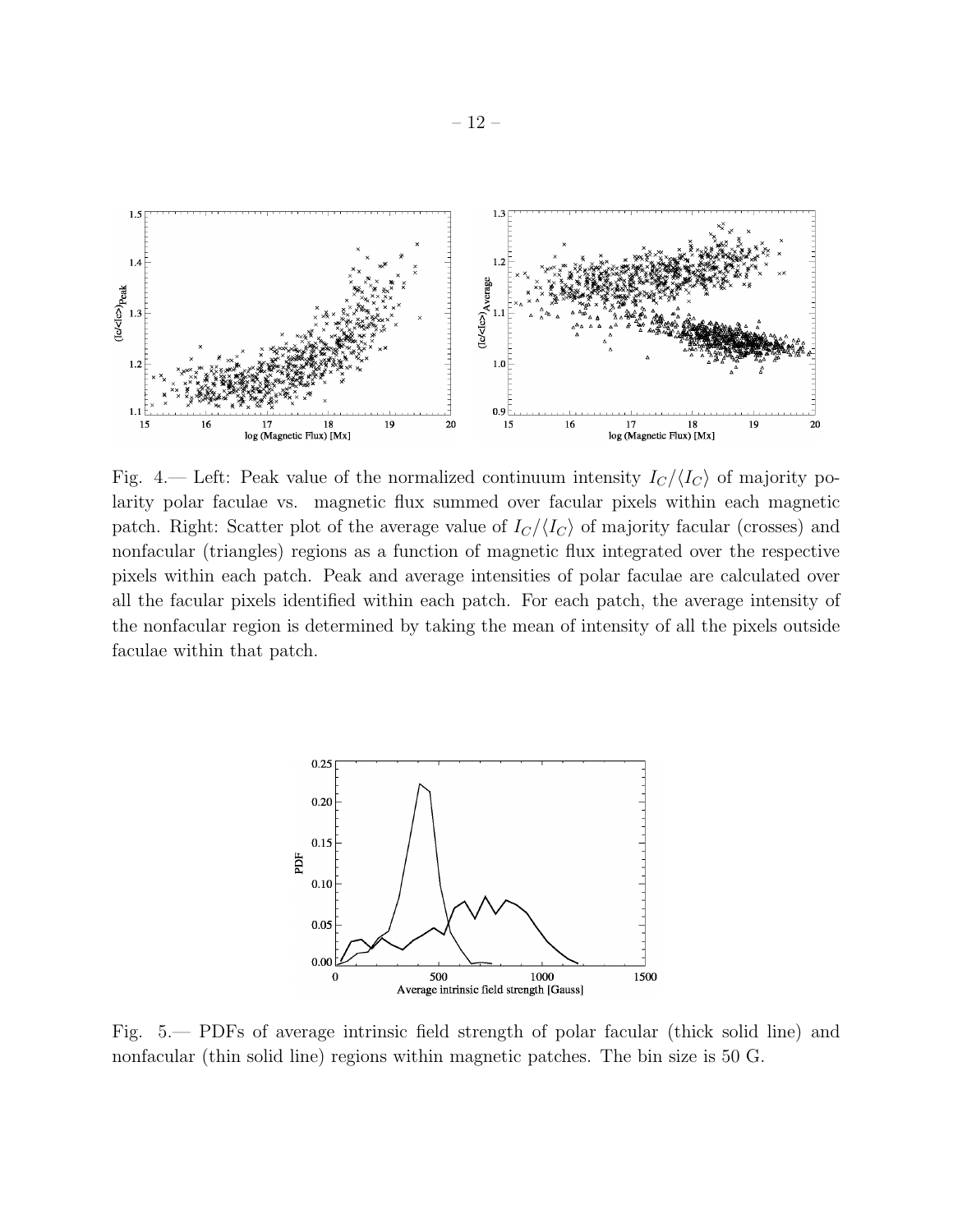Fig. 4.— Left: Peak value of the normalized continuum intensity $I_C/\langle I_C \rangle$ of majority polarity polar faculae vs. magnetic flux summed over facular pixels within each magnetic patch. Right: Scatter plot of the average value of $I_C/\langle I_C \rangle$ of majority facular (crosses) and nonfacular (triangles) regions as a function of magnetic flux integrated over the respective pixels within each patch. Peak and average intensities of polar faculae are calculated over all the facular pixels identified within each patch. For each patch, the average intensity of the nonfacular region is determined by taking the mean of intensity of all the pixels outside faculae within that patch.

Fig. 5.— PDFs of average intrinsic field strength of polar facular (thick solid line) and nonfacular (thin solid line) regions within magnetic patches. The bin size is 50 G.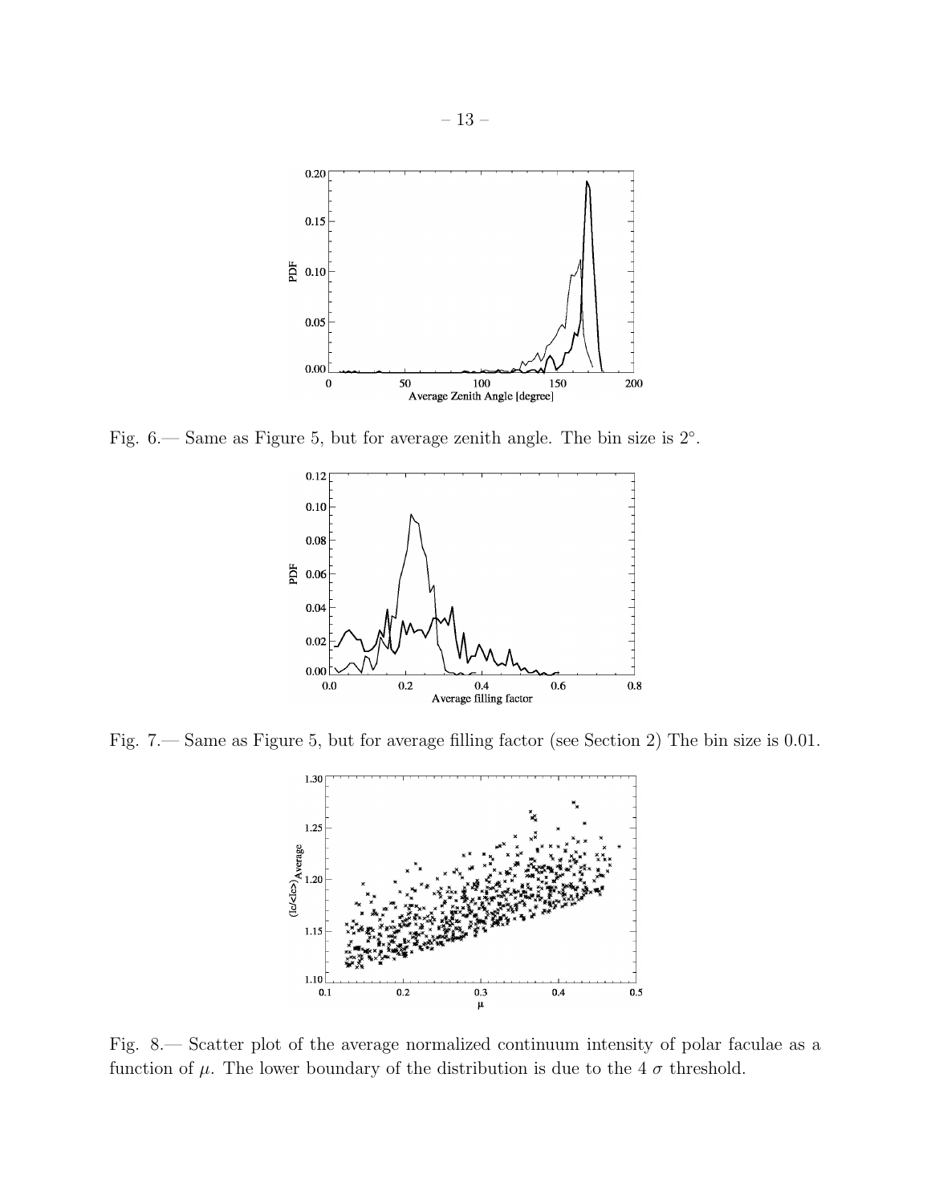Fig. 6.— Same as Figure 5, but for average zenith angle. The bin size is 2°.

Fig. 7.— Same as Figure 5, but for average filling factor (see Section 2) The bin size is 0.01.

Fig. 8.— Scatter plot of the average normalized continuum intensity of polar faculae as a function of $\mu$. The lower boundary of the distribution is due to the 4 $\sigma$ threshold.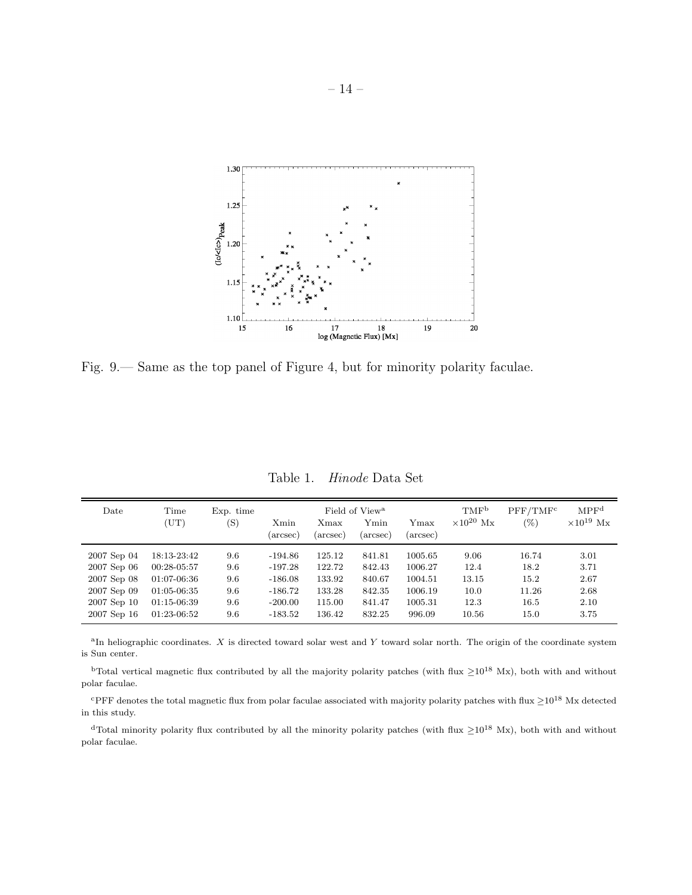1.30

1.25

1.20

1.15

1.10

$(Ic/<Ic>)_{Peak}$

15 16 17 18 19 20

log (Magnetic Flux) [Mx]

Fig. 9.— Same as the top panel of Figure 4, but for minority polarity faculae.

Table 1. *Hinode* Data Set

| Date | Time (UT) | Exp. time (S) | Field of View[a] Xmin (arcsec) | Xmax (arcsec) | Ymin (arcsec) | Ymax (arcsec) | TMF[b] $\times 10^{20}$ Mx | PFF/TMF[c] (%) | MPF[d] $\times 10^{19}$ Mx |
|---|---|---|---|---|---|---|---|---|---|
| 2007 Sep 04 | 18:13-23:42 | 9.6 | -194.86 | 125.12 | 841.81 | 1005.65 | 9.06 | 16.74 | 3.01 |
| 2007 Sep 06 | 00:28-05:57 | 9.6 | -197.28 | 122.72 | 842.43 | 1006.27 | 12.4 | 18.2 | 3.71 |
| 2007 Sep 08 | 01:07-06:36 | 9.6 | -186.08 | 133.92 | 840.67 | 1004.51 | 13.15 | 15.2 | 2.67 |
| 2007 Sep 09 | 01:05-06:35 | 9.6 | -186.72 | 133.28 | 842.35 | 1006.19 | 10.0 | 11.26 | 2.68 |
| 2007 Sep 10 | 01:15-06:39 | 9.6 | -200.00 | 115.00 | 841.47 | 1005.31 | 12.3 | 16.5 | 2.10 |
| 2007 Sep 16 | 01:23-06:52 | 9.6 | -183.52 | 136.42 | 832.25 | 996.09 | 10.56 | 15.0 | 3.75 |

[a]In heliographic coordinates. $X$ is directed toward solar west and $Y$ toward solar north. The origin of the coordinate system is Sun center.

[b]Total vertical magnetic flux contributed by all the majority polarity patches (with flux $\geq 10^{18}$ Mx), both with and without polar faculae.

[c]PFF denotes the total magnetic flux from polar faculae associated with majority polarity patches with flux $\geq 10^{18}$ Mx detected in this study.

[d]Total minority polarity flux contributed by all the minority polarity patches (with flux $\geq 10^{18}$ Mx), both with and without polar faculae.